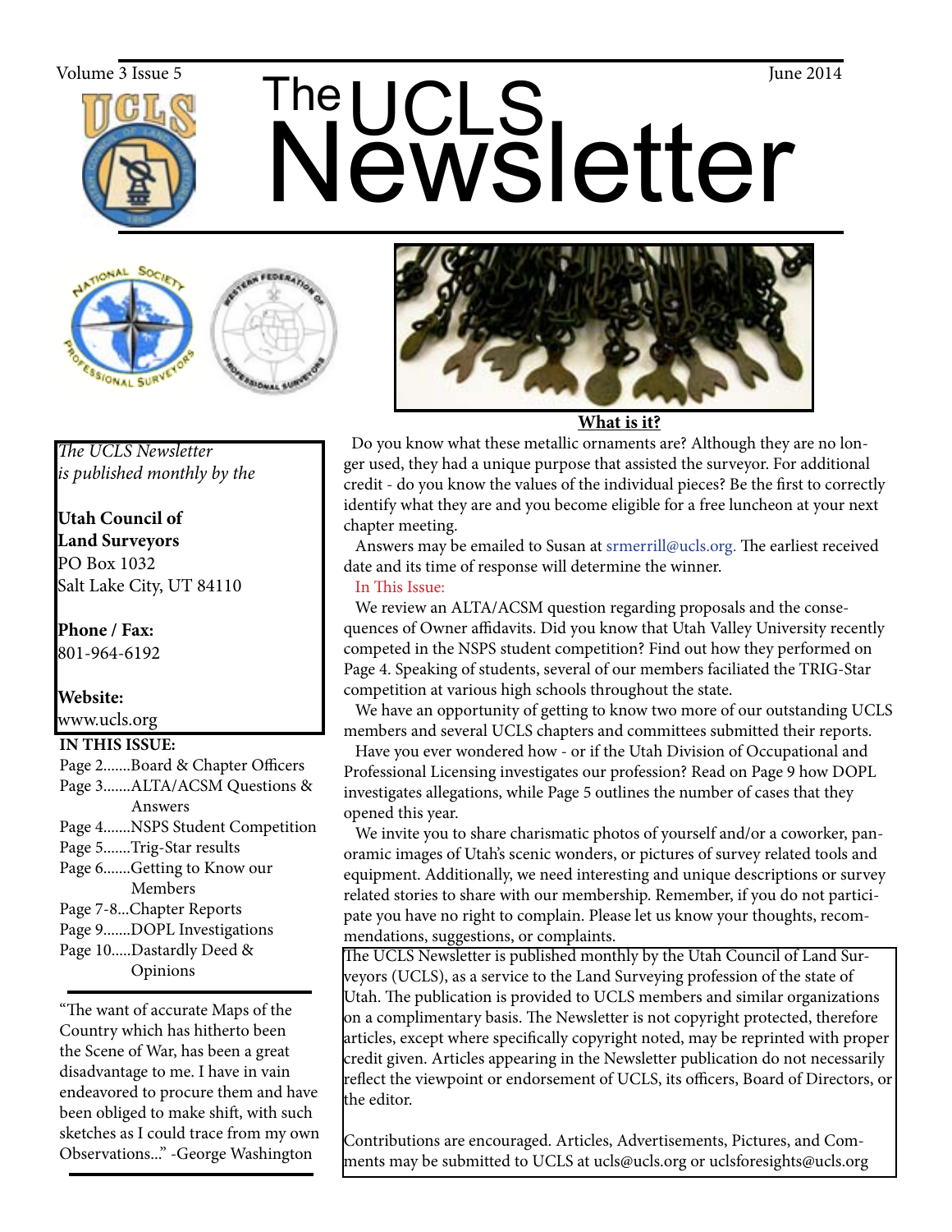Volume 3 Issue 5

June 2014

# The UCLS Newsletter

**What is it?**

Do you know what these metallic ornaments are? Although they are no longer used, they had a unique purpose that assisted the surveyor. For additional credit - do you know the values of the individual pieces? Be the first to correctly identify what they are and you become eligible for a free luncheon at your next chapter meeting.

Answers may be emailed to Susan at srmerrill@ucls.org. The earliest received date and its time of response will determine the winner.

In This Issue:

We review an ALTA/ACSM question regarding proposals and the consequences of Owner affidavits. Did you know that Utah Valley University recently competed in the NSPS student competition? Find out how they performed on Page 4. Speaking of students, several of our members faciliated the TRIG-Star competition at various high schools throughout the state.

We have an opportunity of getting to know two more of our outstanding UCLS members and several UCLS chapters and committees submitted their reports.

Have you ever wondered how - or if the Utah Division of Occupational and Professional Licensing investigates our profession? Read on Page 9 how DOPL investigates allegations, while Page 5 outlines the number of cases that they opened this year.

We invite you to share charismatic photos of yourself and/or a coworker, panoramic images of Utah's scenic wonders, or pictures of survey related tools and equipment. Additionally, we need interesting and unique descriptions or survey related stories to share with our membership. Remember, if you do not participate you have no right to complain. Please let us know your thoughts, recommendations, suggestions, or complaints.

The UCLS Newsletter is published monthly by the Utah Council of Land Surveyors (UCLS), as a service to the Land Surveying profession of the state of Utah. The publication is provided to UCLS members and similar organizations on a complimentary basis. The Newsletter is not copyright protected, therefore articles, except where specifically copyright noted, may be reprinted with proper credit given. Articles appearing in the Newsletter publication do not necessarily reflect the viewpoint or endorsement of UCLS, its officers, Board of Directors, or the editor.

Contributions are encouraged. Articles, Advertisements, Pictures, and Comments may be submitted to UCLS at ucls@ucls.org or uclsforesights@ucls.org

*The UCLS Newsletter is published monthly by the*

**Utah Council of Land Surveyors**
PO Box 1032
Salt Lake City, UT 84110

**Phone / Fax:**
801-964-6192

**Website:**
www.ucls.org

**IN THIS ISSUE:**

- Page 2.......Board & Chapter Officers
- Page 3.......ALTA/ACSM Questions & Answers
- Page 4.......NSPS Student Competition
- Page 5.......Trig-Star results
- Page 6.......Getting to Know our Members
- Page 7-8...Chapter Reports
- Page 9.......DOPL Investigations
- Page 10.....Dastardly Deed & Opinions

"The want of accurate Maps of the Country which has hitherto been the Scene of War, has been a great disadvantage to me. I have in vain endeavored to procure them and have been obliged to make shift, with such sketches as I could trace from my own Observations..." -George Washington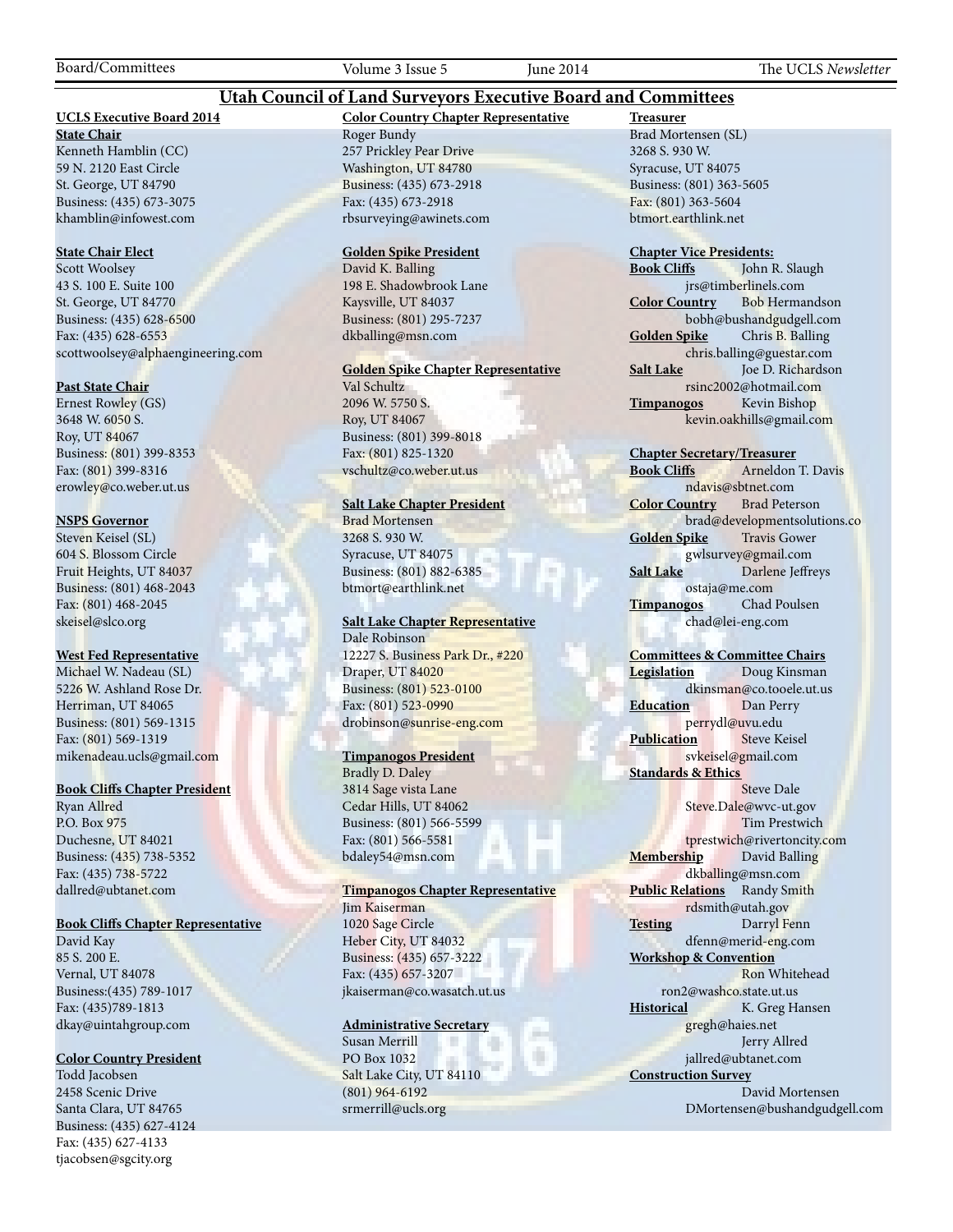# Utah Council of Land Surveyors Executive Board and Committees

## UCLS Executive Board 2014

**State Chair**
Kenneth Hamblin (CC)
59 N. 2120 East Circle
St. George, UT 84790
Business: (435) 673-3075
khamblin@infowest.com

**State Chair Elect**
Scott Woolsey
43 S. 100 E. Suite 100
St. George, UT 84770
Business: (435) 628-6500
Fax: (435) 628-6553
scottwoolsey@alphaengineering.com

**Past State Chair**
Ernest Rowley (GS)
3648 W. 6050 S.
Roy, UT 84067
Business: (801) 399-8353
Fax: (801) 399-8316
erowley@co.weber.ut.us

**NSPS Governor**
Steven Keisel (SL)
604 S. Blossom Circle
Fruit Heights, UT 84037
Business: (801) 468-2043
Fax: (801) 468-2045
skeisel@slco.org

**West Fed Representative**
Michael W. Nadeau (SL)
5226 W. Ashland Rose Dr.
Herriman, UT 84065
Business: (801) 569-1315
Fax: (801) 569-1319
mikenadeau.ucls@gmail.com

**Book Cliffs Chapter President**
Ryan Allred
P.O. Box 975
Duchesne, UT 84021
Business: (435) 738-5352
Fax: (435) 738-5722
dallred@ubtanet.com

**Book Cliffs Chapter Representative**
David Kay
85 S. 200 E.
Vernal, UT 84078
Business:(435) 789-1017
Fax: (435)789-1813
dkay@uintahgroup.com

**Color Country President**
Todd Jacobsen
2458 Scenic Drive
Santa Clara, UT 84765
Business: (435) 627-4124
Fax: (435) 627-4133
tjacobsen@sgcity.org

**Color Country Chapter Representative**
Roger Bundy
257 Prickley Pear Drive
Washington, UT 84780
Business: (435) 673-2918
Fax: (435) 673-2918
rbsurveying@awinets.com

**Golden Spike President**
David K. Balling
198 E. Shadowbrook Lane
Kaysville, UT 84037
Business: (801) 295-7237
dkballing@msn.com

**Golden Spike Chapter Representative**
Val Schultz
2096 W. 5750 S.
Roy, UT 84067
Business: (801) 399-8018
Fax: (801) 825-1320
vschultz@co.weber.ut.us

**Salt Lake Chapter President**
Brad Mortensen
3268 S. 930 W.
Syracuse, UT 84075
Business: (801) 882-6385
btmort@earthlink.net

**Salt Lake Chapter Representative**
Dale Robinson
12227 S. Business Park Dr., #220
Draper, UT 84020
Business: (801) 523-0100
Fax: (801) 523-0990
drobinson@sunrise-eng.com

**Timpanogos President**
Bradly D. Daley
3814 Sage vista Lane
Cedar Hills, UT 84062
Business: (801) 566-5599
Fax: (801) 566-5581
bdaley54@msn.com

**Timpanogos Chapter Representative**
Jim Kaiserman
1020 Sage Circle
Heber City, UT 84032
Business: (435) 657-3222
Fax: (435) 657-3207
jkaiserman@co.wasatch.ut.us

**Administrative Secretary**
Susan Merrill
PO Box 1032
Salt Lake City, UT 84110
(801) 964-6192
srmerrill@ucls.org

**Treasurer**
Brad Mortensen (SL)
3268 S. 930 W.
Syracuse, UT 84075
Business: (801) 363-5605
Fax: (801) 363-5604
btmort.earthlink.net

**Chapter Vice Presidents:**
**Book Cliffs** John R. Slaugh
jrs@timberlinels.com
**Color Country** Bob Hermandson
bobh@bushandgudgell.com
**Golden Spike** Chris B. Balling
chris.balling@guestar.com
**Salt Lake** Joe D. Richardson
rsinc2002@hotmail.com
**Timpanogos** Kevin Bishop
kevin.oakhills@gmail.com

**Chapter Secretary/Treasurer**
**Book Cliffs** Arneldon T. Davis
ndavis@sbtnet.com
**Color Country** Brad Peterson
brad@developmentsolutions.co
**Golden Spike** Travis Gower
gwlsurvey@gmail.com
**Salt Lake** Darlene Jeffreys
ostaja@me.com
**Timpanogos** Chad Poulsen
chad@lei-eng.com

**Committees & Committee Chairs**
**Legislation** Doug Kinsman
dkinsman@co.tooele.ut.us
**Education** Dan Perry
perrydl@uvu.edu
**Publication** Steve Keisel
svkeisel@gmail.com
**Standards & Ethics**
Steve Dale
Steve.Dale@wvc-ut.gov
Tim Prestwich
tprestwich@rivertoncity.com
**Membership** David Balling
dkballing@msn.com
**Public Relations** Randy Smith
rdsmith@utah.gov
**Testing** Darryl Fenn
dfenn@merid-eng.com
**Workshop & Convention**
Ron Whitehead
ron2@washco.state.ut.us
**Historical** K. Greg Hansen
gregh@haies.net
Jerry Allred
jallred@ubtanet.com
**Construction Survey**
David Mortensen
DMortensen@bushandgudgell.com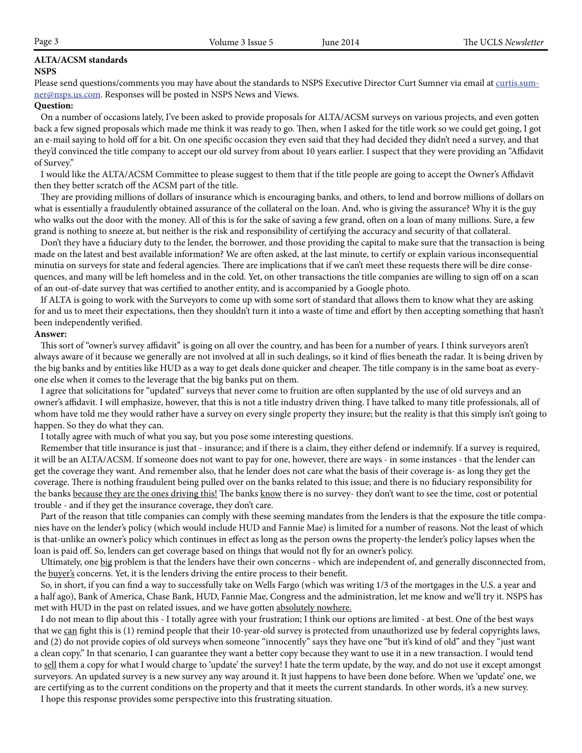**ALTA/ACSM standards**

**NSPS**

Please send questions/comments you may have about the standards to NSPS Executive Director Curt Sumner via email at curtis.sumner@nsps.us.com. Responses will be posted in NSPS News and Views.

**Question:**

On a number of occasions lately, I've been asked to provide proposals for ALTA/ACSM surveys on various projects, and even gotten back a few signed proposals which made me think it was ready to go. Then, when I asked for the title work so we could get going, I got an e-mail saying to hold off for a bit. On one specific occasion they even said that they had decided they didn't need a survey, and that they'd convinced the title company to accept our old survey from about 10 years earlier. I suspect that they were providing an "Affidavit of Survey."

I would like the ALTA/ACSM Committee to please suggest to them that if the title people are going to accept the Owner's Affidavit then they better scratch off the ACSM part of the title.

They are providing millions of dollars of insurance which is encouraging banks, and others, to lend and borrow millions of dollars on what is essentially a fraudulently obtained assurance of the collateral on the loan. And, who is giving the assurance? Why it is the guy who walks out the door with the money. All of this is for the sake of saving a few grand, often on a loan of many millions. Sure, a few grand is nothing to sneeze at, but neither is the risk and responsibility of certifying the accuracy and security of that collateral.

Don't they have a fiduciary duty to the lender, the borrower, and those providing the capital to make sure that the transaction is being made on the latest and best available information? We are often asked, at the last minute, to certify or explain various inconsequential minutia on surveys for state and federal agencies. There are implications that if we can't meet these requests there will be dire consequences, and many will be left homeless and in the cold. Yet, on other transactions the title companies are willing to sign off on a scan of an out-of-date survey that was certified to another entity, and is accompanied by a Google photo.

If ALTA is going to work with the Surveyors to come up with some sort of standard that allows them to know what they are asking for and us to meet their expectations, then they shouldn't turn it into a waste of time and effort by then accepting something that hasn't been independently verified.

**Answer:**

This sort of "owner's survey affidavit" is going on all over the country, and has been for a number of years. I think surveyors aren't always aware of it because we generally are not involved at all in such dealings, so it kind of flies beneath the radar. It is being driven by the big banks and by entities like HUD as a way to get deals done quicker and cheaper. The title company is in the same boat as everyone else when it comes to the leverage that the big banks put on them.

I agree that solicitations for "updated" surveys that never come to fruition are often supplanted by the use of old surveys and an owner's affidavit. I will emphasize, however, that this is not a title industry driven thing. I have talked to many title professionals, all of whom have told me they would rather have a survey on every single property they insure; but the reality is that this simply isn't going to happen. So they do what they can.

I totally agree with much of what you say, but you pose some interesting questions.

Remember that title insurance is just that - insurance; and if there is a claim, they either defend or indemnify. If a survey is required, it will be an ALTA/ACSM. If someone does not want to pay for one, however, there are ways - in some instances - that the lender can get the coverage they want. And remember also, that he lender does not care what the basis of their coverage is- as long they get the coverage. There is nothing fraudulent being pulled over on the banks related to this issue; and there is no fiduciary responsibility for the banks <u>because they are the ones driving this!</u> The banks <u>know</u> there is no survey- they don't want to see the time, cost or potential trouble - and if they get the insurance coverage, they don't care.

Part of the reason that title companies can comply with these seeming mandates from the lenders is that the exposure the title companies have on the lender's policy (which would include HUD and Fannie Mae) is limited for a number of reasons. Not the least of which is that-unlike an owner's policy which continues in effect as long as the person owns the property-the lender's policy lapses when the loan is paid off. So, lenders can get coverage based on things that would not fly for an owner's policy.

Ultimately, one <u>big</u> problem is that the lenders have their own concerns - which are independent of, and generally disconnected from, the <u>buyer's</u> concerns. Yet, it is the lenders driving the entire process to their benefit.

So, in short, if you can find a way to successfully take on Wells Fargo (which was writing 1/3 of the mortgages in the U.S. a year and a half ago), Bank of America, Chase Bank, HUD, Fannie Mae, Congress and the administration, let me know and we'll try it. NSPS has met with HUD in the past on related issues, and we have gotten <u>absolutely nowhere.</u>

I do not mean to flip about this - I totally agree with your frustration; I think our options are limited - at best. One of the best ways that we <u>can</u> fight this is (1) remind people that their 10-year-old survey is protected from unauthorized use by federal copyrights laws, and (2) do not provide copies of old surveys when someone "innocently" says they have one "but it's kind of old" and they "just want a clean copy." In that scenario, I can guarantee they want a better copy because they want to use it in a new transaction. I would tend to <u>sell</u> them a copy for what I would charge to 'update' the survey! I hate the term update, by the way, and do not use it except amongst surveyors. An updated survey is a new survey any way around it. It just happens to have been done before. When we 'update' one, we are certifying as to the current conditions on the property and that it meets the current standards. In other words, it's a new survey.

I hope this response provides some perspective into this frustrating situation.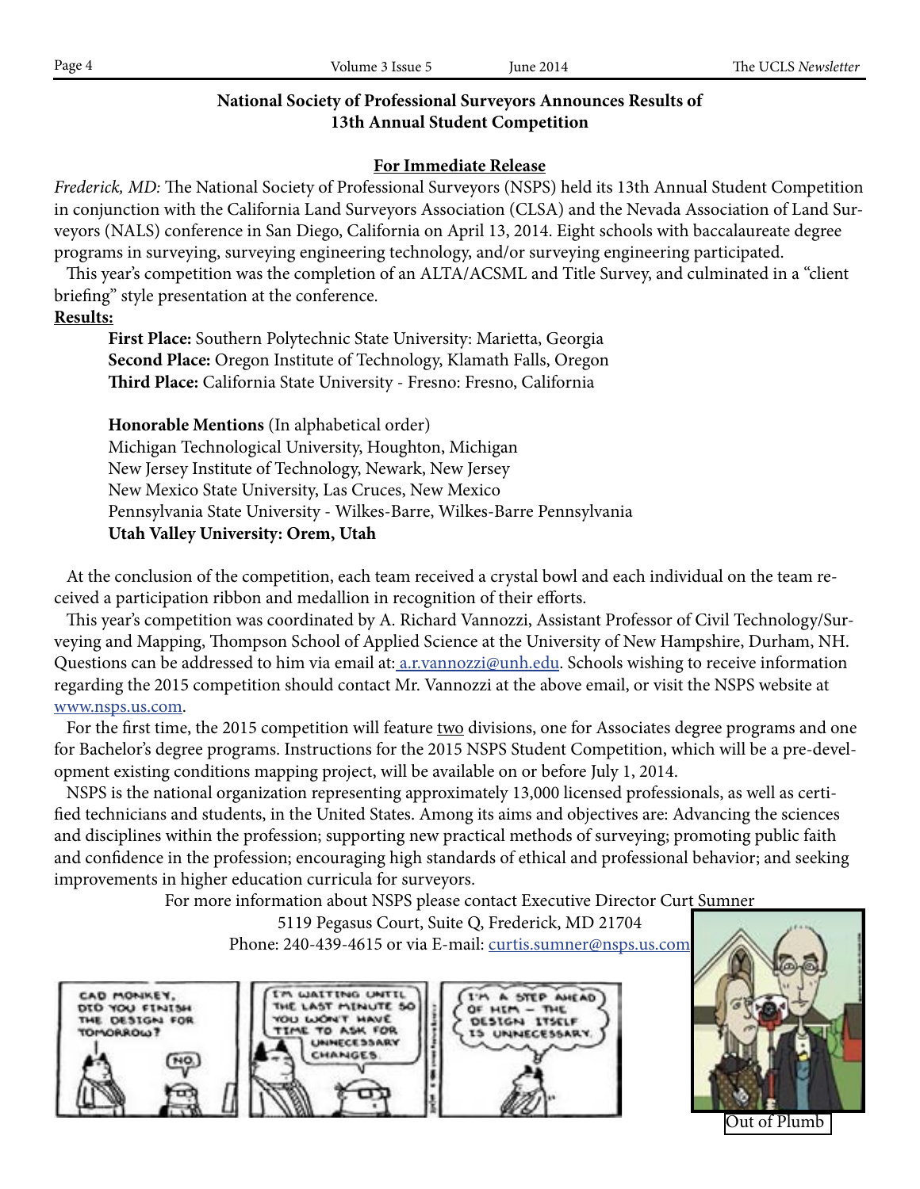## National Society of Professional Surveyors Announces Results of 13th Annual Student Competition

**For Immediate Release**

*Frederick, MD:* The National Society of Professional Surveyors (NSPS) held its 13th Annual Student Competition in conjunction with the California Land Surveyors Association (CLSA) and the Nevada Association of Land Surveyors (NALS) conference in San Diego, California on April 13, 2014. Eight schools with baccalaureate degree programs in surveying, surveying engineering technology, and/or surveying engineering participated.

This year's competition was the completion of an ALTA/ACSML and Title Survey, and culminated in a "client briefing" style presentation at the conference.

**Results:**

**First Place:** Southern Polytechnic State University: Marietta, Georgia
**Second Place:** Oregon Institute of Technology, Klamath Falls, Oregon
**Third Place:** California State University - Fresno: Fresno, California

**Honorable Mentions** (In alphabetical order)
Michigan Technological University, Houghton, Michigan
New Jersey Institute of Technology, Newark, New Jersey
New Mexico State University, Las Cruces, New Mexico
Pennsylvania State University - Wilkes-Barre, Wilkes-Barre Pennsylvania
**Utah Valley University: Orem, Utah**

At the conclusion of the competition, each team received a crystal bowl and each individual on the team received a participation ribbon and medallion in recognition of their efforts.

This year's competition was coordinated by A. Richard Vannozzi, Assistant Professor of Civil Technology/Surveying and Mapping, Thompson School of Applied Science at the University of New Hampshire, Durham, NH. Questions can be addressed to him via email at: a.r.vannozzi@unh.edu. Schools wishing to receive information regarding the 2015 competition should contact Mr. Vannozzi at the above email, or visit the NSPS website at www.nsps.us.com.

For the first time, the 2015 competition will feature two divisions, one for Associates degree programs and one for Bachelor's degree programs. Instructions for the 2015 NSPS Student Competition, which will be a pre-development existing conditions mapping project, will be available on or before July 1, 2014.

NSPS is the national organization representing approximately 13,000 licensed professionals, as well as certified technicians and students, in the United States. Among its aims and objectives are: Advancing the sciences and disciplines within the profession; supporting new practical methods of surveying; promoting public faith and confidence in the profession; encouraging high standards of ethical and professional behavior; and seeking improvements in higher education curricula for surveyors.

For more information about NSPS please contact Executive Director Curt Sumner
5119 Pegasus Court, Suite Q, Frederick, MD 21704
Phone: 240-439-4615 or via E-mail: curtis.sumner@nsps.us.com

Out of Plumb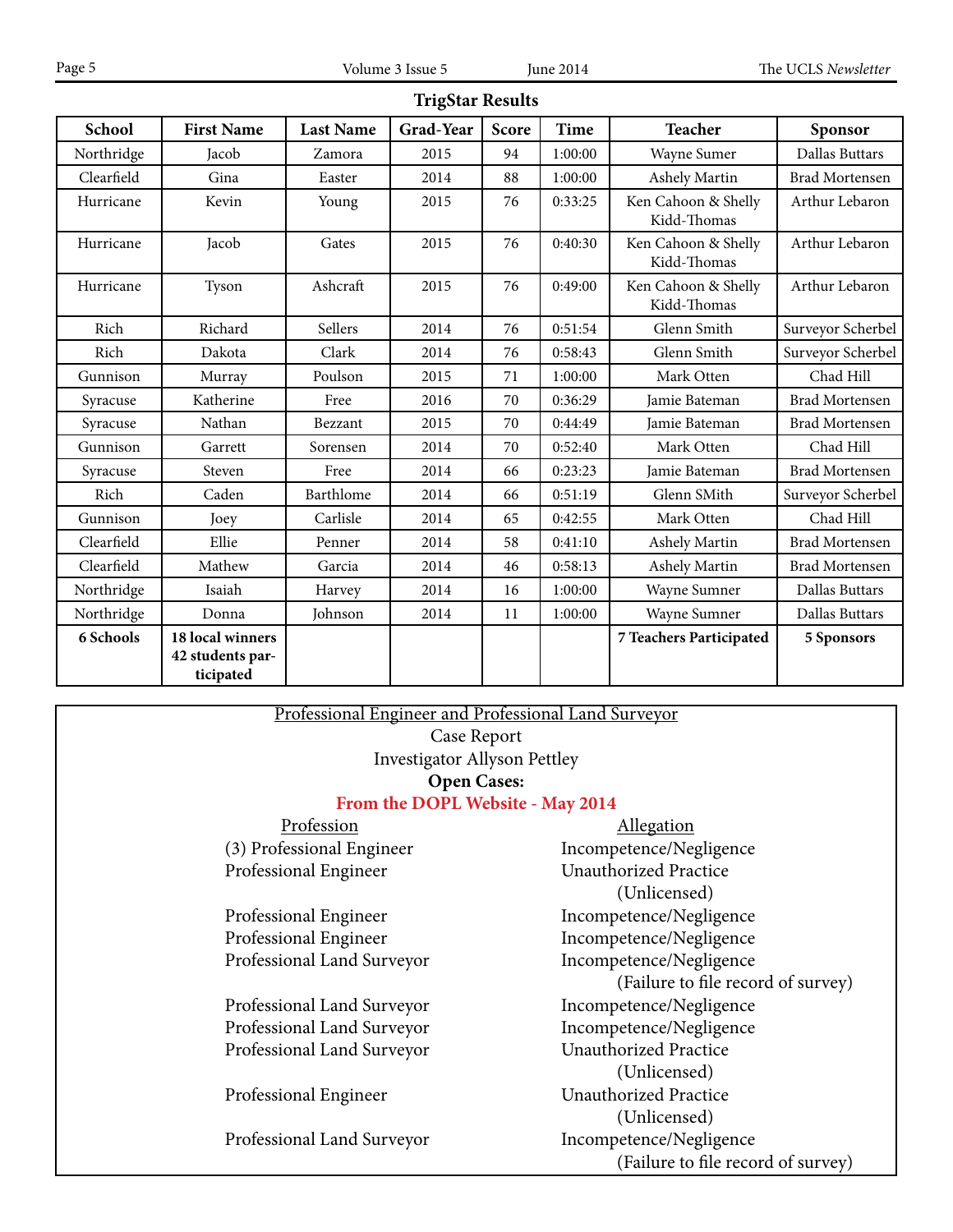## TrigStar Results

| School | First Name | Last Name | Grad-Year | Score | Time | Teacher | Sponsor |
|---|---|---|---|---|---|---|---|
| Northridge | Jacob | Zamora | 2015 | 94 | 1:00:00 | Wayne Sumer | Dallas Buttars |
| Clearfield | Gina | Easter | 2014 | 88 | 1:00:00 | Ashely Martin | Brad Mortensen |
| Hurricane | Kevin | Young | 2015 | 76 | 0:33:25 | Ken Cahoon & Shelly Kidd-Thomas | Arthur Lebaron |
| Hurricane | Jacob | Gates | 2015 | 76 | 0:40:30 | Ken Cahoon & Shelly Kidd-Thomas | Arthur Lebaron |
| Hurricane | Tyson | Ashcraft | 2015 | 76 | 0:49:00 | Ken Cahoon & Shelly Kidd-Thomas | Arthur Lebaron |
| Rich | Richard | Sellers | 2014 | 76 | 0:51:54 | Glenn Smith | Surveyor Scherbel |
| Rich | Dakota | Clark | 2014 | 76 | 0:58:43 | Glenn Smith | Surveyor Scherbel |
| Gunnison | Murray | Poulson | 2015 | 71 | 1:00:00 | Mark Otten | Chad Hill |
| Syracuse | Katherine | Free | 2016 | 70 | 0:36:29 | Jamie Bateman | Brad Mortensen |
| Syracuse | Nathan | Bezzant | 2015 | 70 | 0:44:49 | Jamie Bateman | Brad Mortensen |
| Gunnison | Garrett | Sorensen | 2014 | 70 | 0:52:40 | Mark Otten | Chad Hill |
| Syracuse | Steven | Free | 2014 | 66 | 0:23:23 | Jamie Bateman | Brad Mortensen |
| Rich | Caden | Barthlome | 2014 | 66 | 0:51:19 | Glenn SMith | Surveyor Scherbel |
| Gunnison | Joey | Carlisle | 2014 | 65 | 0:42:55 | Mark Otten | Chad Hill |
| Clearfield | Ellie | Penner | 2014 | 58 | 0:41:10 | Ashely Martin | Brad Mortensen |
| Clearfield | Mathew | Garcia | 2014 | 46 | 0:58:13 | Ashely Martin | Brad Mortensen |
| Northridge | Isaiah | Harvey | 2014 | 16 | 1:00:00 | Wayne Sumner | Dallas Buttars |
| Northridge | Donna | Johnson | 2014 | 11 | 1:00:00 | Wayne Sumner | Dallas Buttars |
| **6 Schools** | **18 local winners 42 students participated** | | | | | **7 Teachers Participated** | **5 Sponsors** |

<u>Professional Engineer and Professional Land Surveyor</u>

Case Report

Investigator Allyson Pettley

**Open Cases:**

**From the DOPL Website - May 2014**

| Profession | Allegation |
|---|---|
| (3) Professional Engineer | Incompetence/Negligence |
| Professional Engineer | Unauthorized Practice (Unlicensed) |
| Professional Engineer | Incompetence/Negligence |
| Professional Engineer | Incompetence/Negligence |
| Professional Land Surveyor | Incompetence/Negligence (Failure to file record of survey) |
| Professional Land Surveyor | Incompetence/Negligence |
| Professional Land Surveyor | Incompetence/Negligence |
| Professional Land Surveyor | Unauthorized Practice (Unlicensed) |
| Professional Engineer | Unauthorized Practice (Unlicensed) |
| Professional Land Surveyor | Incompetence/Negligence (Failure to file record of survey) |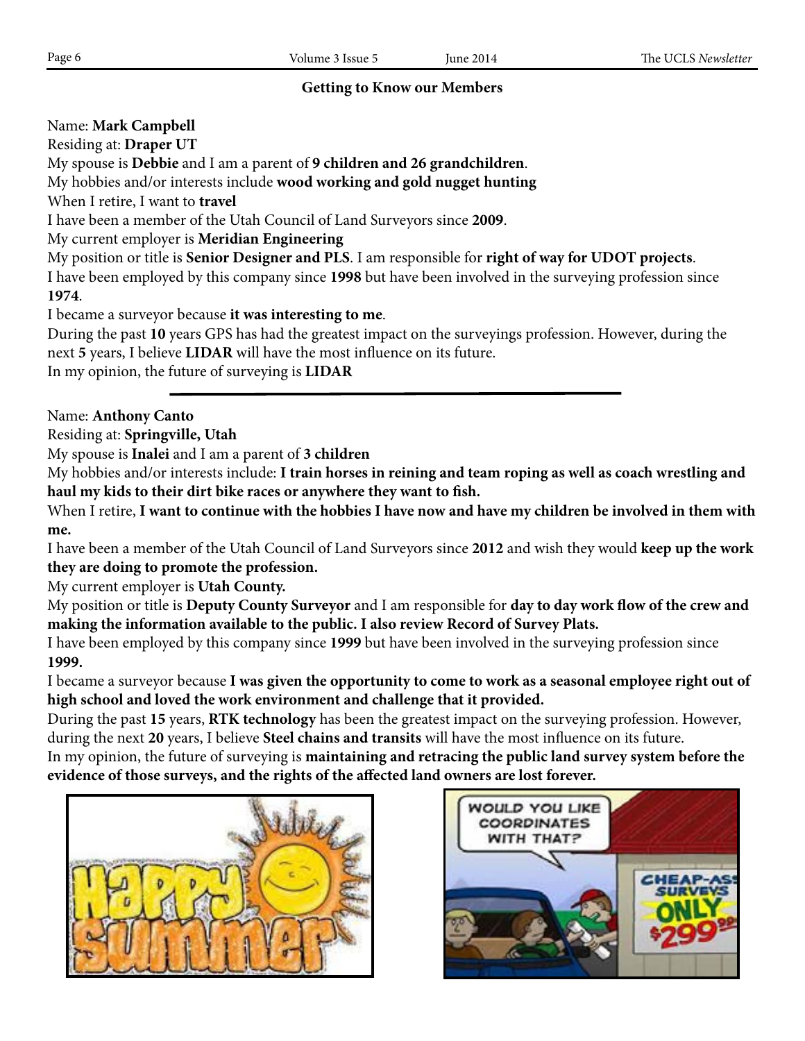## Getting to Know our Members

Name: **Mark Campbell**
Residing at: **Draper UT**
My spouse is **Debbie** and I am a parent of **9 children and 26 grandchildren**.
My hobbies and/or interests include **wood working and gold nugget hunting**
When I retire, I want to **travel**
I have been a member of the Utah Council of Land Surveyors since **2009**.
My current employer is **Meridian Engineering**
My position or title is **Senior Designer and PLS**. I am responsible for **right of way for UDOT projects**.
I have been employed by this company since **1998** but have been involved in the surveying profession since **1974**.
I became a surveyor because **it was interesting to me**.
During the past **10** years GPS has had the greatest impact on the surveyings profession. However, during the next **5** years, I believe **LIDAR** will have the most influence on its future.
In my opinion, the future of surveying is **LIDAR**

---

Name: **Anthony Canto**
Residing at: **Springville, Utah**
My spouse is **Inalei** and I am a parent of **3 children**
My hobbies and/or interests include: **I train horses in reining and team roping as well as coach wrestling and haul my kids to their dirt bike races or anywhere they want to fish.**
When I retire, **I want to continue with the hobbies I have now and have my children be involved in them with me.**
I have been a member of the Utah Council of Land Surveyors since **2012** and wish they would **keep up the work they are doing to promote the profession.**
My current employer is **Utah County.**
My position or title is **Deputy County Surveyor** and I am responsible for **day to day work flow of the crew and making the information available to the public. I also review Record of Survey Plats.**
I have been employed by this company since **1999** but have been involved in the surveying profession since **1999.**
I became a surveyor because **I was given the opportunity to come to work as a seasonal employee right out of high school and loved the work environment and challenge that it provided.**
During the past **15** years, **RTK technology** has been the greatest impact on the surveying profession. However, during the next **20** years, I believe **Steel chains and transits** will have the most influence on its future.
In my opinion, the future of surveying is **maintaining and retracing the public land survey system before the evidence of those surveys, and the rights of the affected land owners are lost forever.**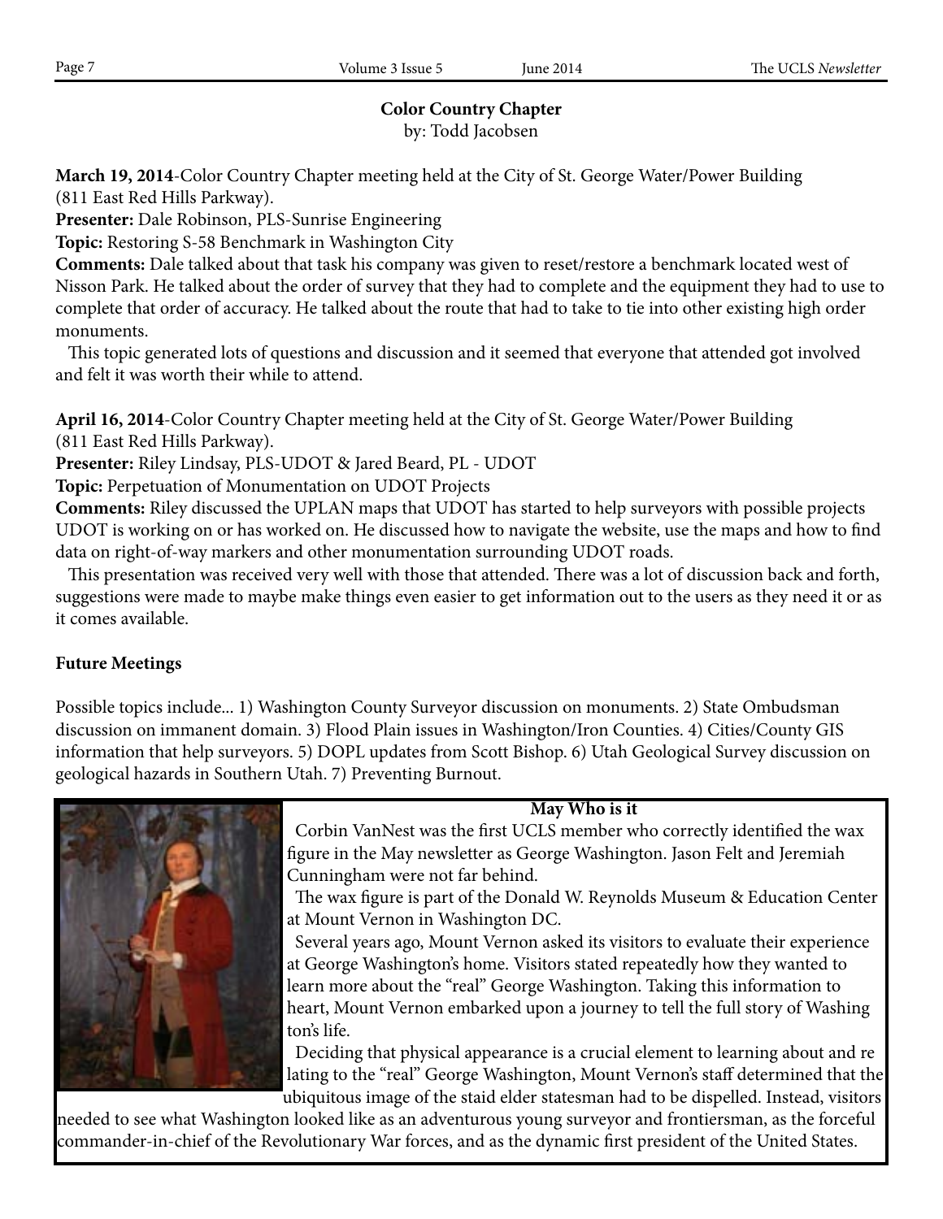## Color Country Chapter

by: Todd Jacobsen

**March 19, 2014**-Color Country Chapter meeting held at the City of St. George Water/Power Building (811 East Red Hills Parkway).

**Presenter:** Dale Robinson, PLS-Sunrise Engineering

**Topic:** Restoring S-58 Benchmark in Washington City

**Comments:** Dale talked about that task his company was given to reset/restore a benchmark located west of Nisson Park. He talked about the order of survey that they had to complete and the equipment they had to use to complete that order of accuracy. He talked about the route that had to take to tie into other existing high order monuments.

This topic generated lots of questions and discussion and it seemed that everyone that attended got involved and felt it was worth their while to attend.

**April 16, 2014**-Color Country Chapter meeting held at the City of St. George Water/Power Building (811 East Red Hills Parkway).

**Presenter:** Riley Lindsay, PLS-UDOT & Jared Beard, PL - UDOT

**Topic:** Perpetuation of Monumentation on UDOT Projects

**Comments:** Riley discussed the UPLAN maps that UDOT has started to help surveyors with possible projects UDOT is working on or has worked on. He discussed how to navigate the website, use the maps and how to find data on right-of-way markers and other monumentation surrounding UDOT roads.

This presentation was received very well with those that attended. There was a lot of discussion back and forth, suggestions were made to maybe make things even easier to get information out to the users as they need it or as it comes available.

**Future Meetings**

Possible topics include... 1) Washington County Surveyor discussion on monuments. 2) State Ombudsman discussion on immanent domain. 3) Flood Plain issues in Washington/Iron Counties. 4) Cities/County GIS information that help surveyors. 5) DOPL updates from Scott Bishop. 6) Utah Geological Survey discussion on geological hazards in Southern Utah. 7) Preventing Burnout.

**May Who is it**

Corbin VanNest was the first UCLS member who correctly identified the wax figure in the May newsletter as George Washington. Jason Felt and Jeremiah Cunningham were not far behind.

The wax figure is part of the Donald W. Reynolds Museum & Education Center at Mount Vernon in Washington DC.

Several years ago, Mount Vernon asked its visitors to evaluate their experience at George Washington's home. Visitors stated repeatedly how they wanted to learn more about the "real" George Washington. Taking this information to heart, Mount Vernon embarked upon a journey to tell the full story of Washington's life.

Deciding that physical appearance is a crucial element to learning about and relating to the "real" George Washington, Mount Vernon's staff determined that the ubiquitous image of the staid elder statesman had to be dispelled. Instead, visitors needed to see what Washington looked like as an adventurous young surveyor and frontiersman, as the forceful commander-in-chief of the Revolutionary War forces, and as the dynamic first president of the United States.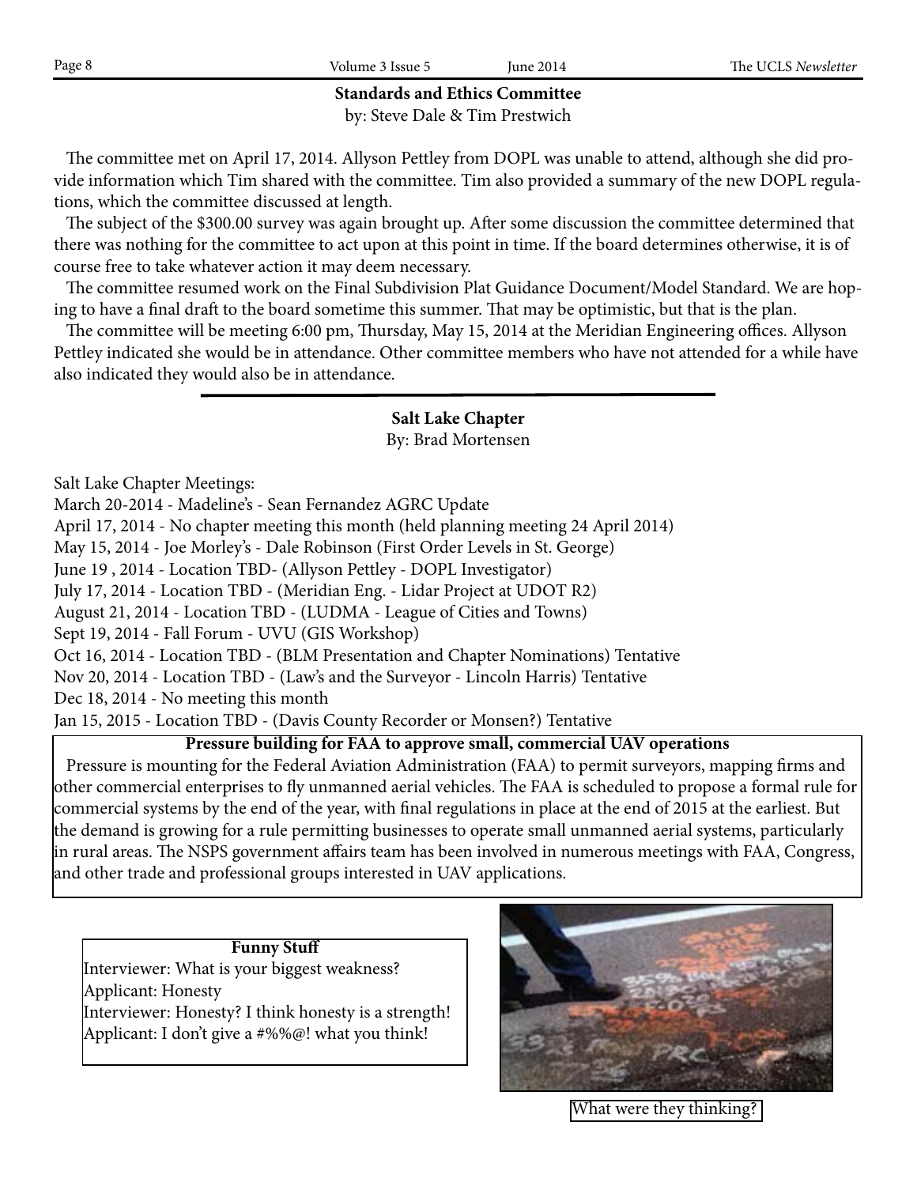## Standards and Ethics Committee

by: Steve Dale & Tim Prestwich

The committee met on April 17, 2014. Allyson Pettley from DOPL was unable to attend, although she did provide information which Tim shared with the committee. Tim also provided a summary of the new DOPL regulations, which the committee discussed at length.

The subject of the $300.00 survey was again brought up. After some discussion the committee determined that there was nothing for the committee to act upon at this point in time. If the board determines otherwise, it is of course free to take whatever action it may deem necessary.

The committee resumed work on the Final Subdivision Plat Guidance Document/Model Standard. We are hoping to have a final draft to the board sometime this summer. That may be optimistic, but that is the plan.

The committee will be meeting 6:00 pm, Thursday, May 15, 2014 at the Meridian Engineering offices. Allyson Pettley indicated she would be in attendance. Other committee members who have not attended for a while have also indicated they would also be in attendance.

## Salt Lake Chapter

By: Brad Mortensen

Salt Lake Chapter Meetings:

March 20-2014 - Madeline's - Sean Fernandez AGRC Update
April 17, 2014 - No chapter meeting this month (held planning meeting 24 April 2014)
May 15, 2014 - Joe Morley's - Dale Robinson (First Order Levels in St. George)
June 19 , 2014 - Location TBD- (Allyson Pettley - DOPL Investigator)
July 17, 2014 - Location TBD - (Meridian Eng. - Lidar Project at UDOT R2)
August 21, 2014 - Location TBD - (LUDMA - League of Cities and Towns)
Sept 19, 2014 - Fall Forum - UVU (GIS Workshop)
Oct 16, 2014 - Location TBD - (BLM Presentation and Chapter Nominations) Tentative
Nov 20, 2014 - Location TBD - (Law's and the Surveyor - Lincoln Harris) Tentative
Dec 18, 2014 - No meeting this month
Jan 15, 2015 - Location TBD - (Davis County Recorder or Monsen?) Tentative

### Pressure building for FAA to approve small, commercial UAV operations

Pressure is mounting for the Federal Aviation Administration (FAA) to permit surveyors, mapping firms and other commercial enterprises to fly unmanned aerial vehicles. The FAA is scheduled to propose a formal rule for commercial systems by the end of the year, with final regulations in place at the end of 2015 at the earliest. But the demand is growing for a rule permitting businesses to operate small unmanned aerial systems, particularly in rural areas. The NSPS government affairs team has been involved in numerous meetings with FAA, Congress, and other trade and professional groups interested in UAV applications.

### Funny Stuff

Interviewer: What is your biggest weakness?
Applicant: Honesty
Interviewer: Honesty? I think honesty is a strength!
Applicant: I don't give a #%%@! what you think!

What were they thinking?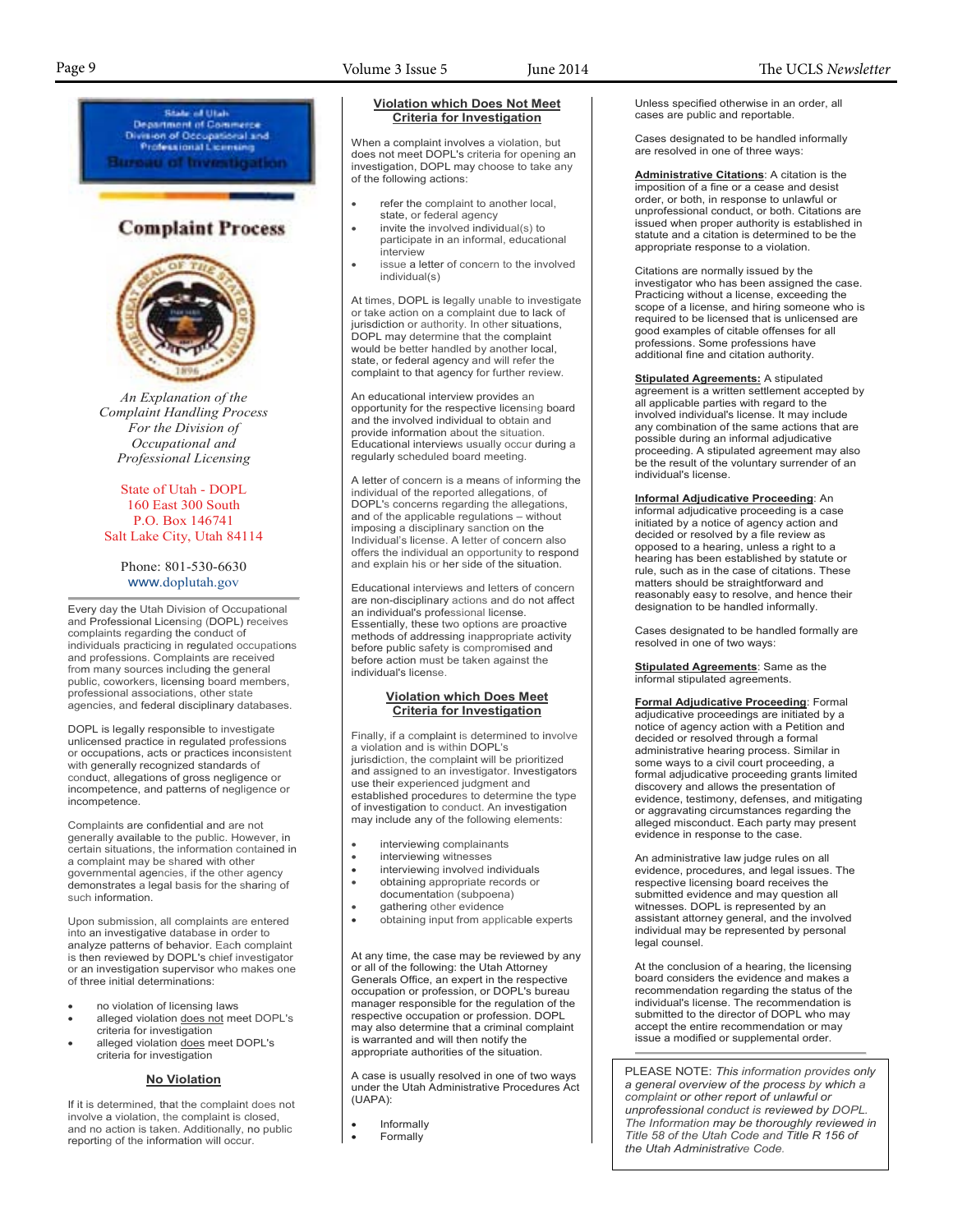State of Utah
Department of Commerce
Division of Occupational and Professional Licensing
Bureau of Investigation

# Complaint Process

*An Explanation of the Complaint Handling Process For the Division of Occupational and Professional Licensing*

State of Utah - DOPL
160 East 300 South
P.O. Box 146741
Salt Lake City, Utah 84114

Phone: 801-530-6630
www.doplutah.gov

Every day the Utah Division of Occupational and Professional Licensing (DOPL) receives complaints regarding the conduct of individuals practicing in regulated occupations and professions. Complaints are received from many sources including the general public, coworkers, licensing board members, professional associations, other state agencies, and federal disciplinary databases.

DOPL is legally responsible to investigate unlicensed practice in regulated professions or occupations, acts or practices inconsistent with generally recognized standards of conduct, allegations of gross negligence or incompetence, and patterns of negligence or incompetence.

Complaints are confidential and are not generally available to the public. However, in certain situations, the information contained in a complaint may be shared with other governmental agencies, if the other agency demonstrates a legal basis for the sharing of such information.

Upon submission, all complaints are entered into an investigative database in order to analyze patterns of behavior. Each complaint is then reviewed by DOPL's chief investigator or an investigation supervisor who makes one of three initial determinations:

- no violation of licensing laws
- alleged violation does not meet DOPL's criteria for investigation
- alleged violation does meet DOPL's criteria for investigation

## No Violation

If it is determined, that the complaint does not involve a violation, the complaint is closed, and no action is taken. Additionally, no public reporting of the information will occur.

## Violation which Does Not Meet Criteria for Investigation

When a complaint involves a violation, but does not meet DOPL's criteria for opening an investigation, DOPL may choose to take any of the following actions:

- refer the complaint to another local, state, or federal agency
- invite the involved individual(s) to participate in an informal, educational interview
- issue a letter of concern to the involved individual(s)

At times, DOPL is legally unable to investigate or take action on a complaint due to lack of jurisdiction or authority. In other situations, DOPL may determine that the complaint would be better handled by another local, state, or federal agency and will refer the complaint to that agency for further review.

An educational interview provides an opportunity for the respective licensing board and the involved individual to obtain and provide information about the situation. Educational interviews usually occur during a regularly scheduled board meeting.

A letter of concern is a means of informing the individual of the reported allegations, of DOPL's concerns regarding the allegations, and of the applicable regulations – without imposing a disciplinary sanction on the Individual's license. A letter of concern also offers the individual an opportunity to respond and explain his or her side of the situation.

Educational interviews and letters of concern are non-disciplinary actions and do not affect an individual's professional license. Essentially, these two options are proactive methods of addressing inappropriate activity before public safety is compromised and before action must be taken against the individual's license.

## Violation which Does Meet Criteria for Investigation

Finally, if a complaint is determined to involve a violation and is within DOPL's jurisdiction, the complaint will be prioritized and assigned to an investigator. Investigators use their experienced judgment and established procedures to determine the type of investigation to conduct. An investigation may include any of the following elements:

- interviewing complainants
- interviewing witnesses
- interviewing involved individuals
- obtaining appropriate records or documentation (subpoena)
- gathering other evidence
- obtaining input from applicable experts

At any time, the case may be reviewed by any or all of the following: the Utah Attorney Generals Office, an expert in the respective occupation or profession, or DOPL's bureau manager responsible for the regulation of the respective occupation or profession. DOPL may also determine that a criminal complaint is warranted and will then notify the appropriate authorities of the situation.

A case is usually resolved in one of two ways under the Utah Administrative Procedures Act (UAPA):

- Informally
- Formally

Unless specified otherwise in an order, all cases are public and reportable.

Cases designated to be handled informally are resolved in one of three ways:

**Administrative Citations**: A citation is the imposition of a fine or a cease and desist order, or both, in response to unlawful or unprofessional conduct, or both. Citations are issued when proper authority is established in statute and a citation is determined to be the appropriate response to a violation.

Citations are normally issued by the investigator who has been assigned the case. Practicing without a license, exceeding the scope of a license, and hiring someone who is required to be licensed that is unlicensed are good examples of citable offenses for all professions. Some professions have additional fine and citation authority.

**Stipulated Agreements:** A stipulated agreement is a written settlement accepted by all applicable parties with regard to the involved individual's license. It may include any combination of the same actions that are possible during an informal adjudicative proceeding. A stipulated agreement may also be the result of the voluntary surrender of an individual's license.

**Informal Adjudicative Proceeding**: An informal adjudicative proceeding is a case initiated by a notice of agency action and decided or resolved by a file review as opposed to a hearing, unless a right to a hearing has been established by statute or rule, such as in the case of citations. These matters should be straightforward and reasonably easy to resolve, and hence their designation to be handled informally.

Cases designated to be handled formally are resolved in one of two ways:

**Stipulated Agreements**: Same as the informal stipulated agreements.

**Formal Adjudicative Proceeding**: Formal adjudicative proceedings are initiated by a notice of agency action with a Petition and decided or resolved through a formal administrative hearing process. Similar in some ways to a civil court proceeding, a formal adjudicative proceeding grants limited discovery and allows the presentation of evidence, testimony, defenses, and mitigating or aggravating circumstances regarding the alleged misconduct. Each party may present evidence in response to the case.

An administrative law judge rules on all evidence, procedures, and legal issues. The respective licensing board receives the submitted evidence and may question all witnesses. DOPL is represented by an assistant attorney general, and the involved individual may be represented by personal legal counsel.

At the conclusion of a hearing, the licensing board considers the evidence and makes a recommendation regarding the status of the individual's license. The recommendation is submitted to the director of DOPL who may accept the entire recommendation or may issue a modified or supplemental order.

PLEASE NOTE: *This information provides only a general overview of the process by which a complaint or other report of unlawful or unprofessional conduct is reviewed by DOPL. The Information may be thoroughly reviewed in Title 58 of the Utah Code and Title R 156 of the Utah Administrative Code.*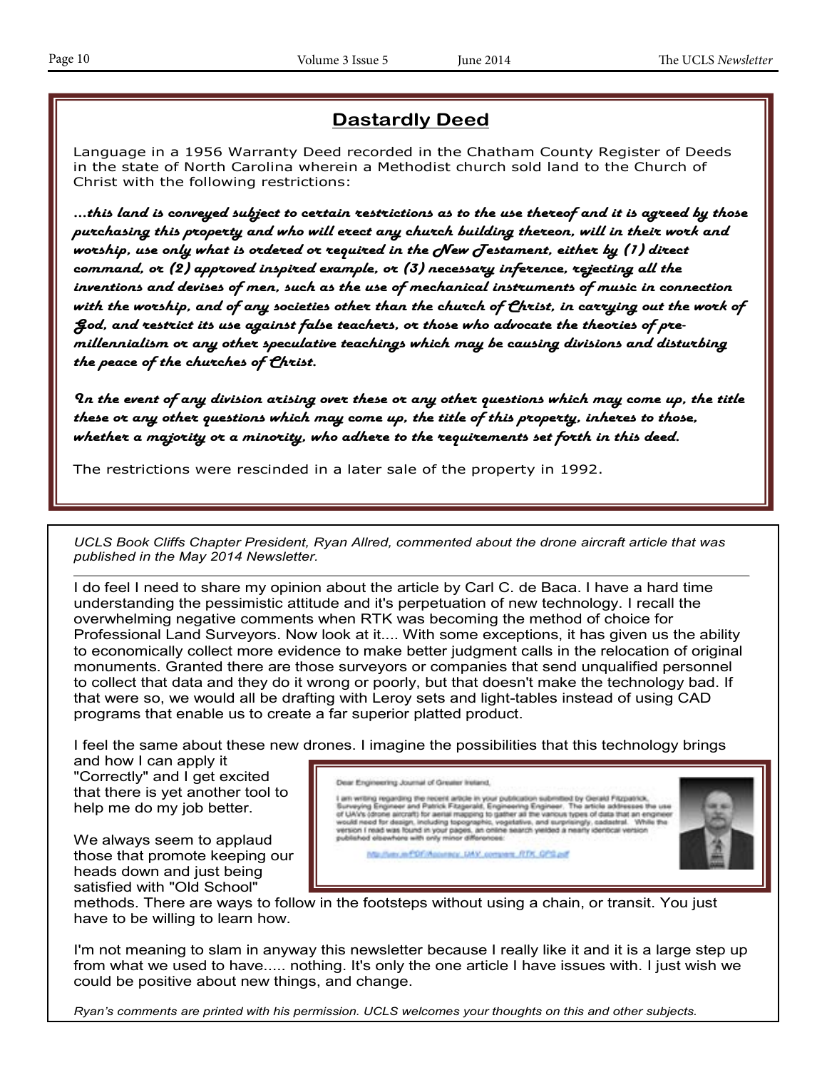## Dastardly Deed

Language in a 1956 Warranty Deed recorded in the Chatham County Register of Deeds in the state of North Carolina wherein a Methodist church sold land to the Church of Christ with the following restrictions:

*...this land is conveyed subject to certain restrictions as to the use thereof and it is agreed by those purchasing this property and who will erect any church building thereon, will in their work and worship, use only what is ordered or required in the New Testament, either by (1) direct command, or (2) approved inspired example, or (3) necessary inference, rejecting all the inventions and devises of men, such as the use of mechanical instruments of music in connection with the worship, and of any societies other than the church of Christ, in carrying out the work of God, and restrict its use against false teachers, or those who advocate the theories of pre-millennialism or any other speculative teachings which may be causing divisions and disturbing the peace of the churches of Christ.*

*In the event of any division arising over these or any other questions which may come up, the title these or any other questions which may come up, the title of this property, inheres to those, whether a majority or a minority, who adhere to the requirements set forth in this deed.*

The restrictions were rescinded in a later sale of the property in 1992.

---

*UCLS Book Cliffs Chapter President, Ryan Allred, commented about the drone aircraft article that was published in the May 2014 Newsletter.*

I do feel I need to share my opinion about the article by Carl C. de Baca. I have a hard time understanding the pessimistic attitude and it's perpetuation of new technology. I recall the overwhelming negative comments when RTK was becoming the method of choice for Professional Land Surveyors. Now look at it.... With some exceptions, it has given us the ability to economically collect more evidence to make better judgment calls in the relocation of original monuments. Granted there are those surveyors or companies that send unqualified personnel to collect that data and they do it wrong or poorly, but that doesn't make the technology bad. If that were so, we would all be drafting with Leroy sets and light-tables instead of using CAD programs that enable us to create a far superior platted product.

I feel the same about these new drones. I imagine the possibilities that this technology brings and how I can apply it "Correctly" and I get excited that there is yet another tool to help me do my job better.

We always seem to applaud those that promote keeping our heads down and just being satisfied with "Old School" methods. There are ways to follow in the footsteps without using a chain, or transit. You just have to be willing to learn how.

I'm not meaning to slam in anyway this newsletter because I really like it and it is a large step up from what we used to have..... nothing. It's only the one article I have issues with. I just wish we could be positive about new things, and change.

Dear Engineering Journal of Greater Ireland,

I am writing regarding the recent article in your publication submitted by Gerald Fitzpatrick, Surveying Engineer and Patrick Fitzgerald, Engineering Engineer. The article addresses the use of UAVs (drone aircraft) for aerial mapping to gather all the various types of data that an engineer would need for design, including topographic, vegetative, and surprisingly, cadastral. While the version I read was found in your pages, an online search yielded a nearly identical version published elsewhere with only minor differences:

http://uav.ie/PDF/Accuracy_UAV_compare_RTK_GPS.pdf

*Ryan's comments are printed with his permission. UCLS welcomes your thoughts on this and other subjects.*